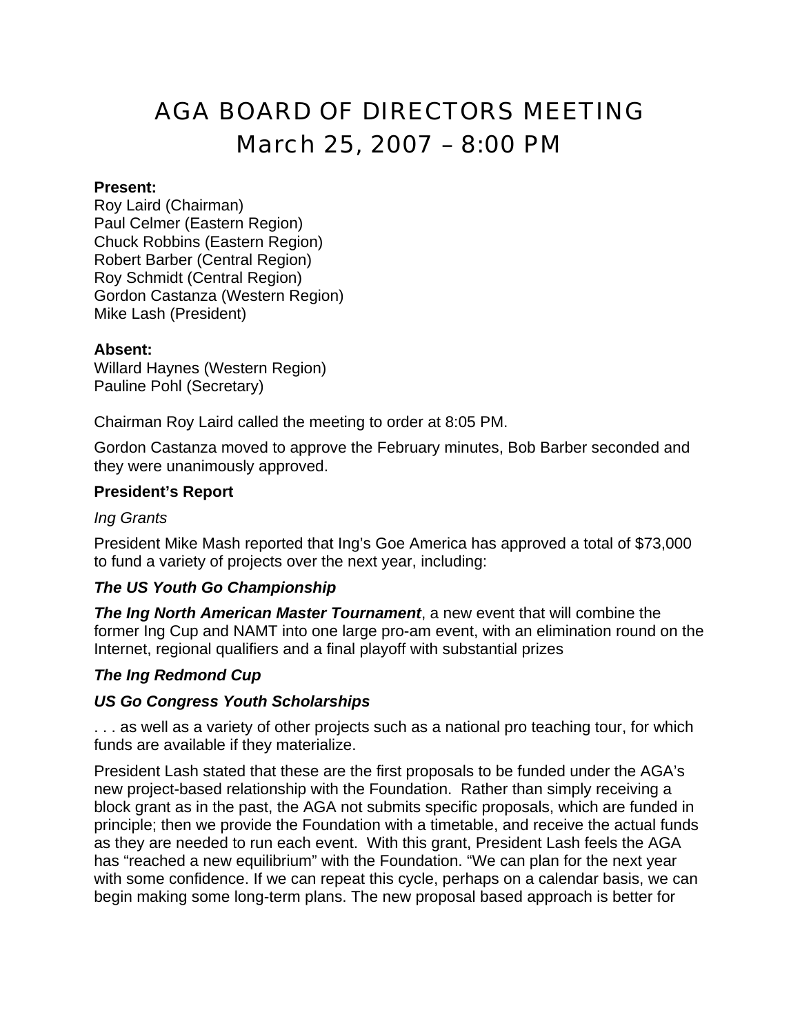# AGA BOARD OF DIRECTORS MEETING
# March 25, 2007 – 8:00 PM

**Present:**
Roy Laird (Chairman)
Paul Celmer (Eastern Region)
Chuck Robbins (Eastern Region)
Robert Barber (Central Region)
Roy Schmidt (Central Region)
Gordon Castanza (Western Region)
Mike Lash (President)

**Absent:**
Willard Haynes (Western Region)
Pauline Pohl (Secretary)

Chairman Roy Laird called the meeting to order at 8:05 PM.

Gordon Castanza moved to approve the February minutes, Bob Barber seconded and they were unanimously approved.

**President's Report**

*Ing Grants*

President Mike Mash reported that Ing's Goe America has approved a total of $73,000 to fund a variety of projects over the next year, including:

***The US Youth Go Championship***

***The Ing North American Master Tournament***, a new event that will combine the former Ing Cup and NAMT into one large pro-am event, with an elimination round on the Internet, regional qualifiers and a final playoff with substantial prizes

***The Ing Redmond Cup***

***US Go Congress Youth Scholarships***

. . . as well as a variety of other projects such as a national pro teaching tour, for which funds are available if they materialize.

President Lash stated that these are the first proposals to be funded under the AGA's new project-based relationship with the Foundation. Rather than simply receiving a block grant as in the past, the AGA not submits specific proposals, which are funded in principle; then we provide the Foundation with a timetable, and receive the actual funds as they are needed to run each event. With this grant, President Lash feels the AGA has "reached a new equilibrium" with the Foundation. "We can plan for the next year with some confidence. If we can repeat this cycle, perhaps on a calendar basis, we can begin making some long-term plans. The new proposal based approach is better for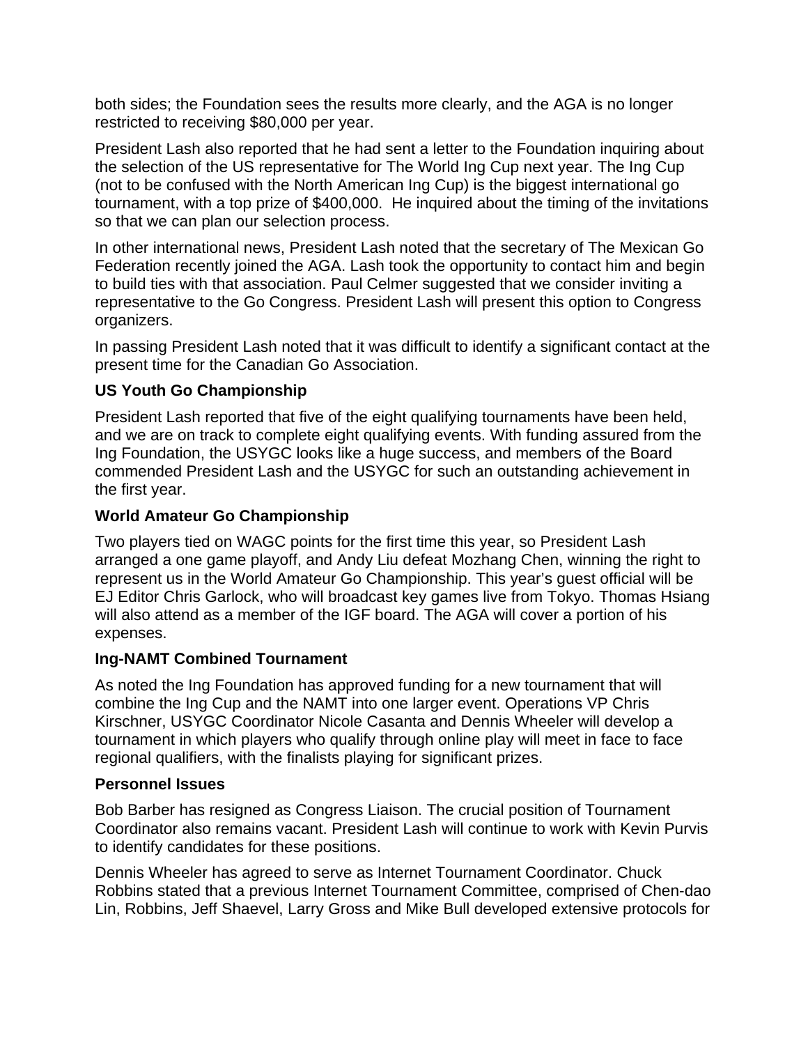both sides; the Foundation sees the results more clearly, and the AGA is no longer restricted to receiving $80,000 per year.

President Lash also reported that he had sent a letter to the Foundation inquiring about the selection of the US representative for The World Ing Cup next year. The Ing Cup (not to be confused with the North American Ing Cup) is the biggest international go tournament, with a top prize of $400,000. He inquired about the timing of the invitations so that we can plan our selection process.

In other international news, President Lash noted that the secretary of The Mexican Go Federation recently joined the AGA. Lash took the opportunity to contact him and begin to build ties with that association. Paul Celmer suggested that we consider inviting a representative to the Go Congress. President Lash will present this option to Congress organizers.

In passing President Lash noted that it was difficult to identify a significant contact at the present time for the Canadian Go Association.

**US Youth Go Championship**

President Lash reported that five of the eight qualifying tournaments have been held, and we are on track to complete eight qualifying events. With funding assured from the Ing Foundation, the USYGC looks like a huge success, and members of the Board commended President Lash and the USYGC for such an outstanding achievement in the first year.

**World Amateur Go Championship**

Two players tied on WAGC points for the first time this year, so President Lash arranged a one game playoff, and Andy Liu defeat Mozhang Chen, winning the right to represent us in the World Amateur Go Championship. This year's guest official will be EJ Editor Chris Garlock, who will broadcast key games live from Tokyo. Thomas Hsiang will also attend as a member of the IGF board. The AGA will cover a portion of his expenses.

**Ing-NAMT Combined Tournament**

As noted the Ing Foundation has approved funding for a new tournament that will combine the Ing Cup and the NAMT into one larger event. Operations VP Chris Kirschner, USYGC Coordinator Nicole Casanta and Dennis Wheeler will develop a tournament in which players who qualify through online play will meet in face to face regional qualifiers, with the finalists playing for significant prizes.

**Personnel Issues**

Bob Barber has resigned as Congress Liaison. The crucial position of Tournament Coordinator also remains vacant. President Lash will continue to work with Kevin Purvis to identify candidates for these positions.

Dennis Wheeler has agreed to serve as Internet Tournament Coordinator. Chuck Robbins stated that a previous Internet Tournament Committee, comprised of Chen-dao Lin, Robbins, Jeff Shaevel, Larry Gross and Mike Bull developed extensive protocols for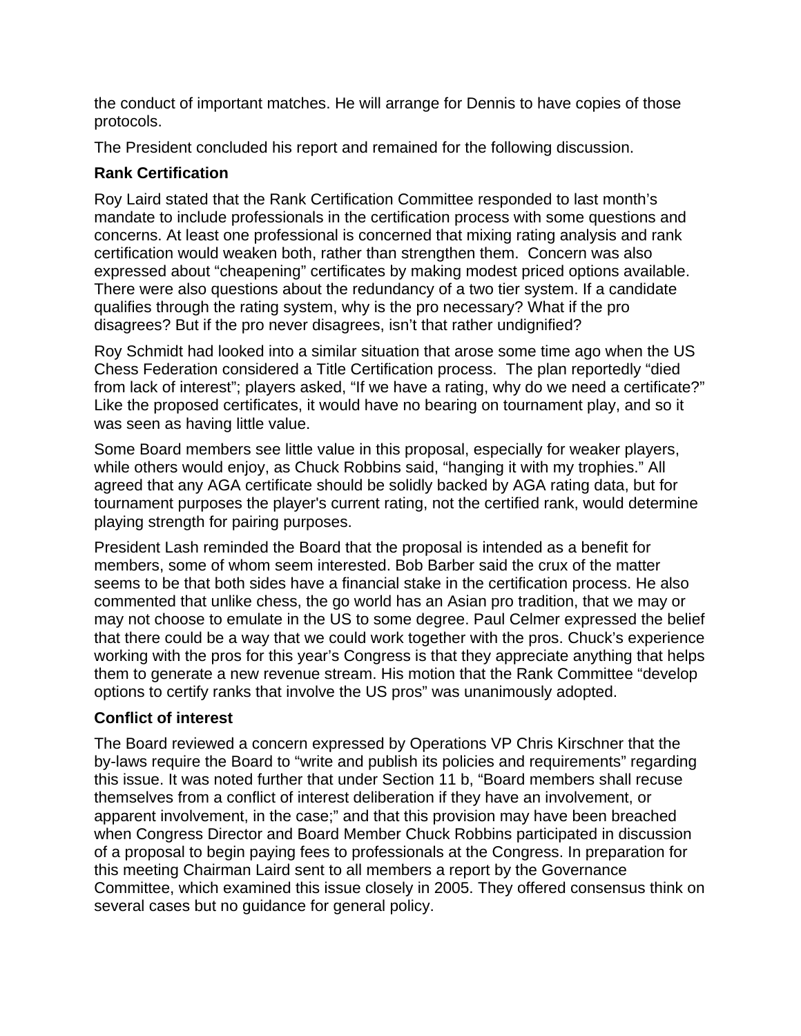the conduct of important matches. He will arrange for Dennis to have copies of those protocols.

The President concluded his report and remained for the following discussion.

**Rank Certification**

Roy Laird stated that the Rank Certification Committee responded to last month's mandate to include professionals in the certification process with some questions and concerns. At least one professional is concerned that mixing rating analysis and rank certification would weaken both, rather than strengthen them. Concern was also expressed about "cheapening" certificates by making modest priced options available. There were also questions about the redundancy of a two tier system. If a candidate qualifies through the rating system, why is the pro necessary? What if the pro disagrees? But if the pro never disagrees, isn't that rather undignified?

Roy Schmidt had looked into a similar situation that arose some time ago when the US Chess Federation considered a Title Certification process. The plan reportedly "died from lack of interest"; players asked, "If we have a rating, why do we need a certificate?" Like the proposed certificates, it would have no bearing on tournament play, and so it was seen as having little value.

Some Board members see little value in this proposal, especially for weaker players, while others would enjoy, as Chuck Robbins said, "hanging it with my trophies." All agreed that any AGA certificate should be solidly backed by AGA rating data, but for tournament purposes the player's current rating, not the certified rank, would determine playing strength for pairing purposes.

President Lash reminded the Board that the proposal is intended as a benefit for members, some of whom seem interested. Bob Barber said the crux of the matter seems to be that both sides have a financial stake in the certification process. He also commented that unlike chess, the go world has an Asian pro tradition, that we may or may not choose to emulate in the US to some degree. Paul Celmer expressed the belief that there could be a way that we could work together with the pros. Chuck's experience working with the pros for this year's Congress is that they appreciate anything that helps them to generate a new revenue stream. His motion that the Rank Committee "develop options to certify ranks that involve the US pros" was unanimously adopted.

**Conflict of interest**

The Board reviewed a concern expressed by Operations VP Chris Kirschner that the by-laws require the Board to "write and publish its policies and requirements" regarding this issue. It was noted further that under Section 11 b, "Board members shall recuse themselves from a conflict of interest deliberation if they have an involvement, or apparent involvement, in the case;" and that this provision may have been breached when Congress Director and Board Member Chuck Robbins participated in discussion of a proposal to begin paying fees to professionals at the Congress. In preparation for this meeting Chairman Laird sent to all members a report by the Governance Committee, which examined this issue closely in 2005. They offered consensus think on several cases but no guidance for general policy.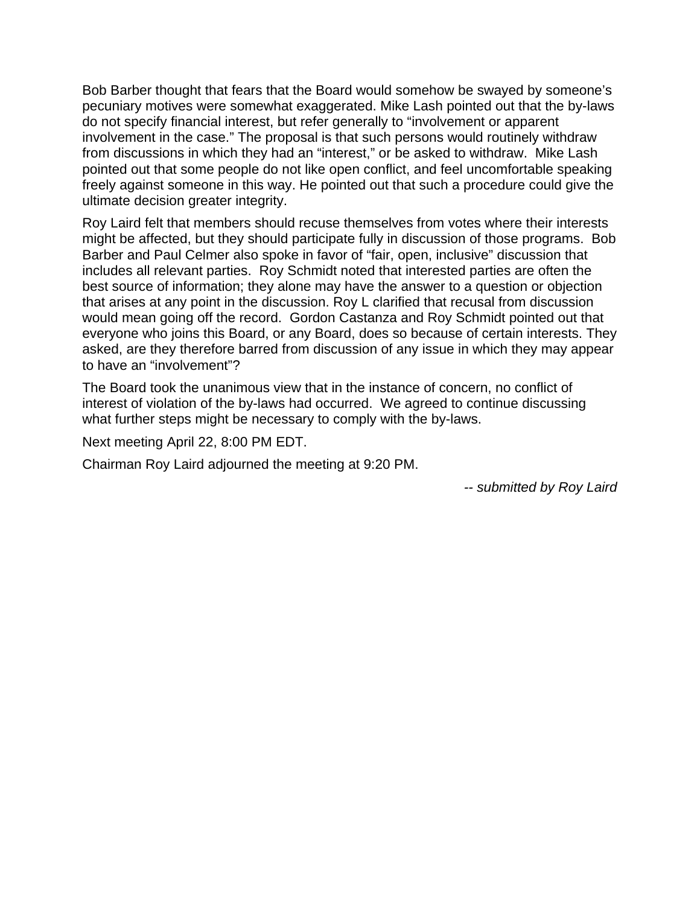Bob Barber thought that fears that the Board would somehow be swayed by someone's pecuniary motives were somewhat exaggerated. Mike Lash pointed out that the by-laws do not specify financial interest, but refer generally to "involvement or apparent involvement in the case." The proposal is that such persons would routinely withdraw from discussions in which they had an "interest," or be asked to withdraw. Mike Lash pointed out that some people do not like open conflict, and feel uncomfortable speaking freely against someone in this way. He pointed out that such a procedure could give the ultimate decision greater integrity.

Roy Laird felt that members should recuse themselves from votes where their interests might be affected, but they should participate fully in discussion of those programs. Bob Barber and Paul Celmer also spoke in favor of "fair, open, inclusive" discussion that includes all relevant parties. Roy Schmidt noted that interested parties are often the best source of information; they alone may have the answer to a question or objection that arises at any point in the discussion. Roy L clarified that recusal from discussion would mean going off the record. Gordon Castanza and Roy Schmidt pointed out that everyone who joins this Board, or any Board, does so because of certain interests. They asked, are they therefore barred from discussion of any issue in which they may appear to have an "involvement"?

The Board took the unanimous view that in the instance of concern, no conflict of interest of violation of the by-laws had occurred. We agreed to continue discussing what further steps might be necessary to comply with the by-laws.

Next meeting April 22, 8:00 PM EDT.

Chairman Roy Laird adjourned the meeting at 9:20 PM.

*-- submitted by Roy Laird*